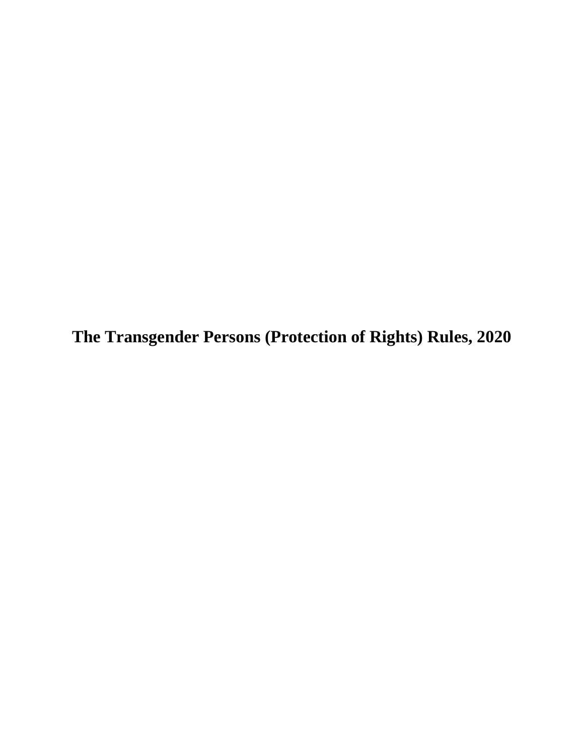# The Transgender Persons (Protection of Rights) Rules, 2020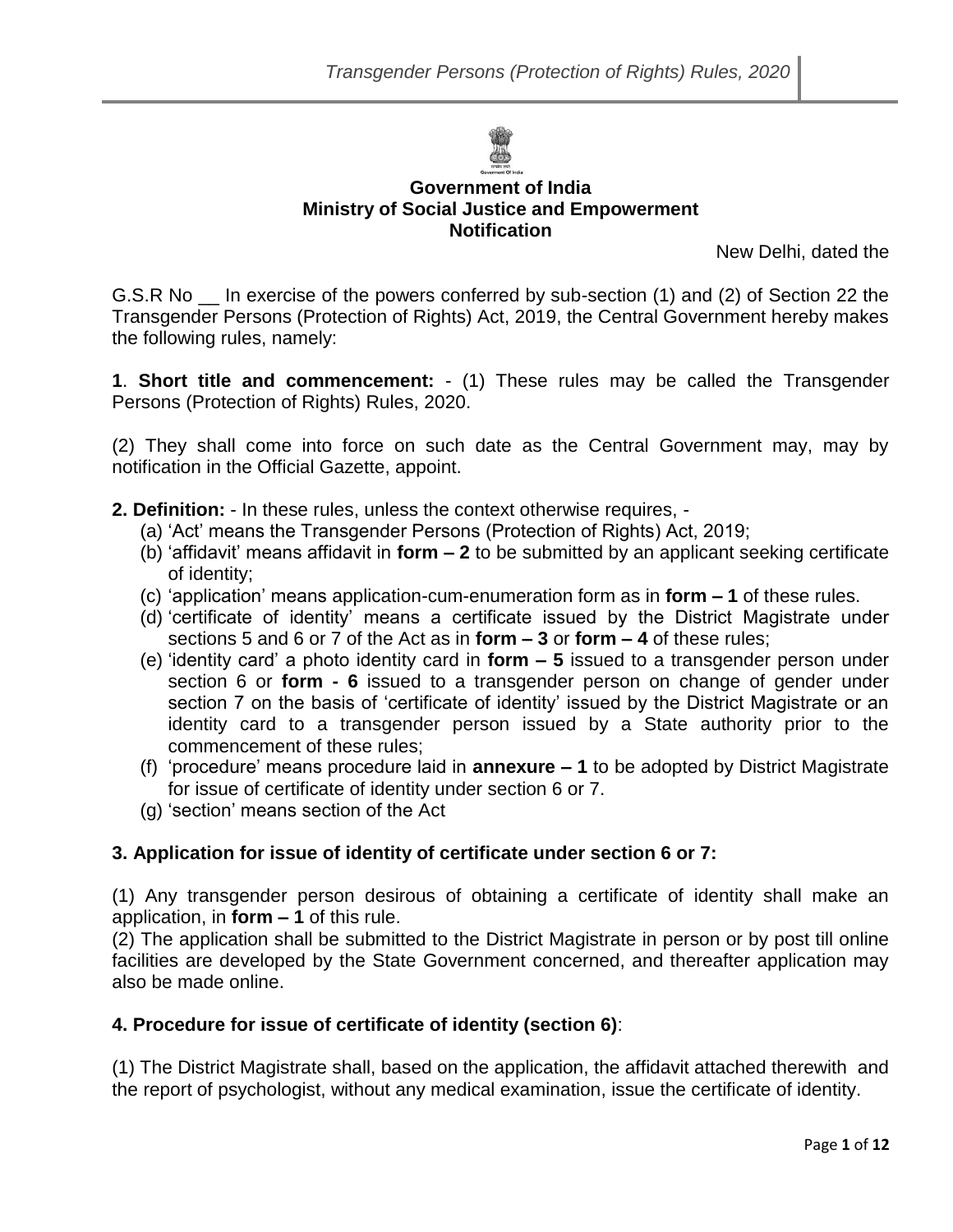**Government of India**
**Ministry of Social Justice and Empowerment**
**Notification**

New Delhi, dated the

G.S.R No __ In exercise of the powers conferred by sub-section (1) and (2) of Section 22 the Transgender Persons (Protection of Rights) Act, 2019, the Central Government hereby makes the following rules, namely:

**1**. **Short title and commencement:** - (1) These rules may be called the Transgender Persons (Protection of Rights) Rules, 2020.

(2) They shall come into force on such date as the Central Government may, may by notification in the Official Gazette, appoint.

**2. Definition:** - In these rules, unless the context otherwise requires, -

(a) 'Act' means the Transgender Persons (Protection of Rights) Act, 2019;
(b) 'affidavit' means affidavit in **form – 2** to be submitted by an applicant seeking certificate of identity;
(c) 'application' means application-cum-enumeration form as in **form – 1** of these rules.
(d) 'certificate of identity' means a certificate issued by the District Magistrate under sections 5 and 6 or 7 of the Act as in **form – 3** or **form – 4** of these rules;
(e) 'identity card' a photo identity card in **form – 5** issued to a transgender person under section 6 or **form - 6** issued to a transgender person on change of gender under section 7 on the basis of 'certificate of identity' issued by the District Magistrate or an identity card to a transgender person issued by a State authority prior to the commencement of these rules;
(f) 'procedure' means procedure laid in **annexure – 1** to be adopted by District Magistrate for issue of certificate of identity under section 6 or 7.
(g) 'section' means section of the Act

**3. Application for issue of identity of certificate under section 6 or 7:**

(1) Any transgender person desirous of obtaining a certificate of identity shall make an application, in **form – 1** of this rule.
(2) The application shall be submitted to the District Magistrate in person or by post till online facilities are developed by the State Government concerned, and thereafter application may also be made online.

**4. Procedure for issue of certificate of identity (section 6)**:

(1) The District Magistrate shall, based on the application, the affidavit attached therewith and the report of psychologist, without any medical examination, issue the certificate of identity.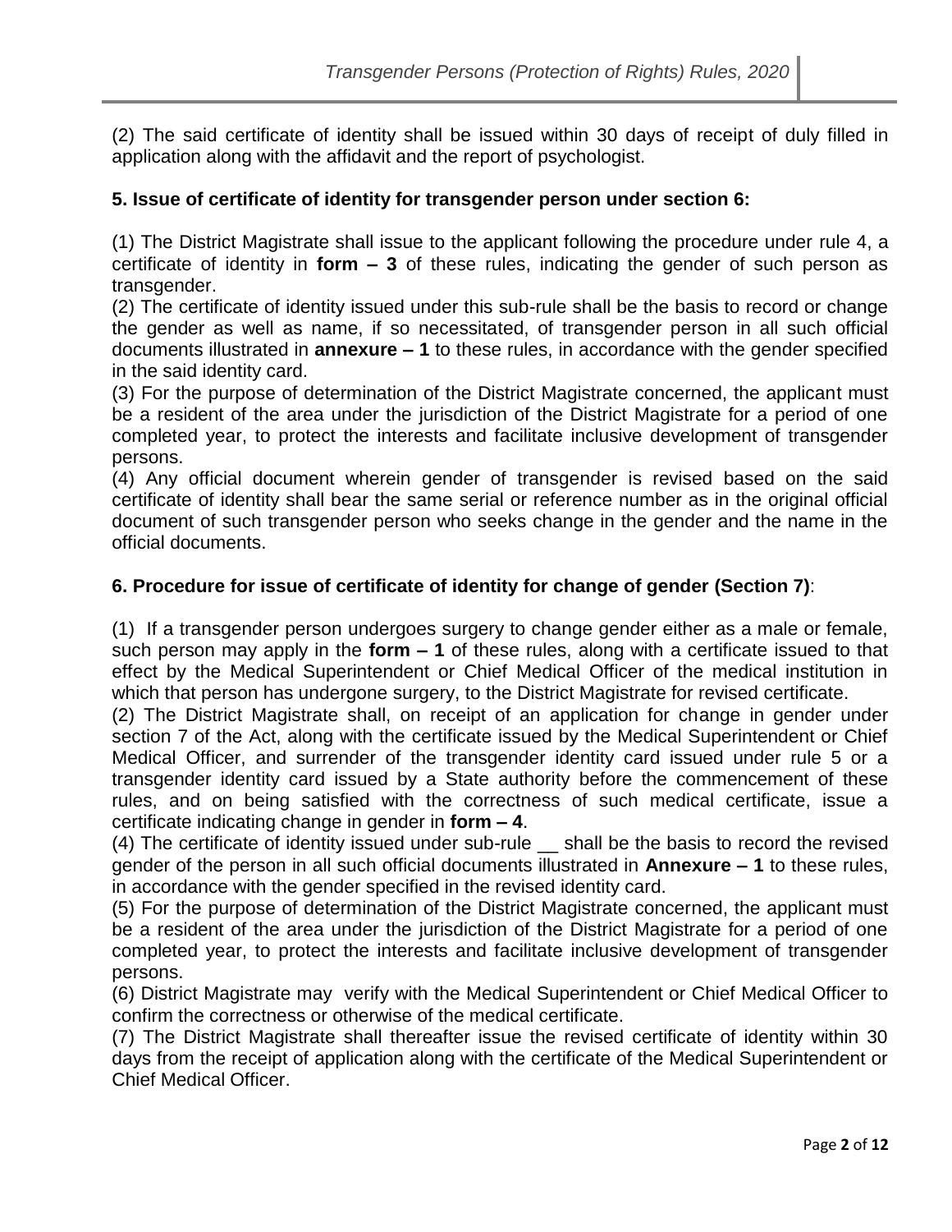(2) The said certificate of identity shall be issued within 30 days of receipt of duly filled in application along with the affidavit and the report of psychologist.

### 5. Issue of certificate of identity for transgender person under section 6:

(1) The District Magistrate shall issue to the applicant following the procedure under rule 4, a certificate of identity in **form – 3** of these rules, indicating the gender of such person as transgender.

(2) The certificate of identity issued under this sub-rule shall be the basis to record or change the gender as well as name, if so necessitated, of transgender person in all such official documents illustrated in **annexure – 1** to these rules, in accordance with the gender specified in the said identity card.

(3) For the purpose of determination of the District Magistrate concerned, the applicant must be a resident of the area under the jurisdiction of the District Magistrate for a period of one completed year, to protect the interests and facilitate inclusive development of transgender persons.

(4) Any official document wherein gender of transgender is revised based on the said certificate of identity shall bear the same serial or reference number as in the original official document of such transgender person who seeks change in the gender and the name in the official documents.

### 6. Procedure for issue of certificate of identity for change of gender (Section 7):

(1) If a transgender person undergoes surgery to change gender either as a male or female, such person may apply in the **form – 1** of these rules, along with a certificate issued to that effect by the Medical Superintendent or Chief Medical Officer of the medical institution in which that person has undergone surgery, to the District Magistrate for revised certificate.

(2) The District Magistrate shall, on receipt of an application for change in gender under section 7 of the Act, along with the certificate issued by the Medical Superintendent or Chief Medical Officer, and surrender of the transgender identity card issued under rule 5 or a transgender identity card issued by a State authority before the commencement of these rules, and on being satisfied with the correctness of such medical certificate, issue a certificate indicating change in gender in **form – 4**.

(4) The certificate of identity issued under sub-rule __ shall be the basis to record the revised gender of the person in all such official documents illustrated in **Annexure – 1** to these rules, in accordance with the gender specified in the revised identity card.

(5) For the purpose of determination of the District Magistrate concerned, the applicant must be a resident of the area under the jurisdiction of the District Magistrate for a period of one completed year, to protect the interests and facilitate inclusive development of transgender persons.

(6) District Magistrate may verify with the Medical Superintendent or Chief Medical Officer to confirm the correctness or otherwise of the medical certificate.

(7) The District Magistrate shall thereafter issue the revised certificate of identity within 30 days from the receipt of application along with the certificate of the Medical Superintendent or Chief Medical Officer.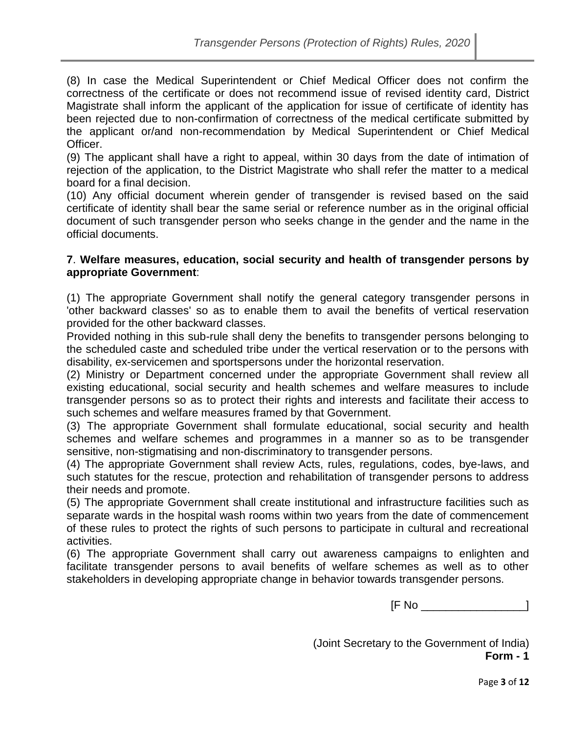(8) In case the Medical Superintendent or Chief Medical Officer does not confirm the correctness of the certificate or does not recommend issue of revised identity card, District Magistrate shall inform the applicant of the application for issue of certificate of identity has been rejected due to non-confirmation of correctness of the medical certificate submitted by the applicant or/and non-recommendation by Medical Superintendent or Chief Medical Officer.

(9) The applicant shall have a right to appeal, within 30 days from the date of intimation of rejection of the application, to the District Magistrate who shall refer the matter to a medical board for a final decision.

(10) Any official document wherein gender of transgender is revised based on the said certificate of identity shall bear the same serial or reference number as in the original official document of such transgender person who seeks change in the gender and the name in the official documents.

**7**. **Welfare measures, education, social security and health of transgender persons by appropriate Government**:

(1) The appropriate Government shall notify the general category transgender persons in 'other backward classes' so as to enable them to avail the benefits of vertical reservation provided for the other backward classes.

Provided nothing in this sub-rule shall deny the benefits to transgender persons belonging to the scheduled caste and scheduled tribe under the vertical reservation or to the persons with disability, ex-servicemen and sportspersons under the horizontal reservation.

(2) Ministry or Department concerned under the appropriate Government shall review all existing educational, social security and health schemes and welfare measures to include transgender persons so as to protect their rights and interests and facilitate their access to such schemes and welfare measures framed by that Government.

(3) The appropriate Government shall formulate educational, social security and health schemes and welfare schemes and programmes in a manner so as to be transgender sensitive, non-stigmatising and non-discriminatory to transgender persons.

(4) The appropriate Government shall review Acts, rules, regulations, codes, bye-laws, and such statutes for the rescue, protection and rehabilitation of transgender persons to address their needs and promote.

(5) The appropriate Government shall create institutional and infrastructure facilities such as separate wards in the hospital wash rooms within two years from the date of commencement of these rules to protect the rights of such persons to participate in cultural and recreational activities.

(6) The appropriate Government shall carry out awareness campaigns to enlighten and facilitate transgender persons to avail benefits of welfare schemes as well as to other stakeholders in developing appropriate change in behavior towards transgender persons.

[F No _________________]

(Joint Secretary to the Government of India)

**Form - 1**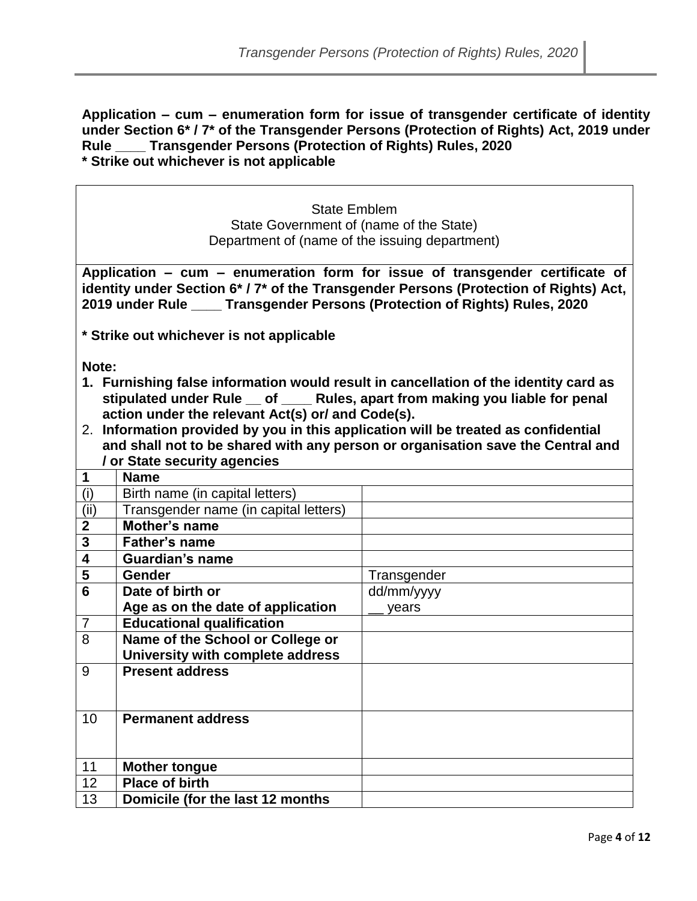**Application – cum – enumeration form for issue of transgender certificate of identity under Section 6* / 7* of the Transgender Persons (Protection of Rights) Act, 2019 under Rule ____ Transgender Persons (Protection of Rights) Rules, 2020**
**\* Strike out whichever is not applicable**

State Emblem
State Government of (name of the State)
Department of (name of the issuing department)

**Application – cum – enumeration form for issue of transgender certificate of identity under Section 6* / 7* of the Transgender Persons (Protection of Rights) Act, 2019 under Rule ____ Transgender Persons (Protection of Rights) Rules, 2020**

**\* Strike out whichever is not applicable**

**Note:**

1. **Furnishing false information would result in cancellation of the identity card as stipulated under Rule __ of ____ Rules, apart from making you liable for penal action under the relevant Act(s) or/ and Code(s).**
2. **Information provided by you in this application will be treated as confidential and shall not to be shared with any person or organisation save the Central and / or State security agencies**

| | | |
|---|---|---|
| **1** | **Name** | |
| (i) | Birth name (in capital letters) | |
| (ii) | Transgender name (in capital letters) | |
| **2** | **Mother's name** | |
| **3** | **Father's name** | |
| **4** | **Guardian's name** | |
| **5** | **Gender** | Transgender |
| **6** | **Date of birth or**<br>**Age as on the date of application** | dd/mm/yyyy<br>__ years |
| 7 | **Educational qualification** | |
| 8 | **Name of the School or College or University with complete address** | |
| 9 | **Present address** | |
| 10 | **Permanent address** | |
| 11 | **Mother tongue** | |
| 12 | **Place of birth** | |
| 13 | **Domicile (for the last 12 months** | |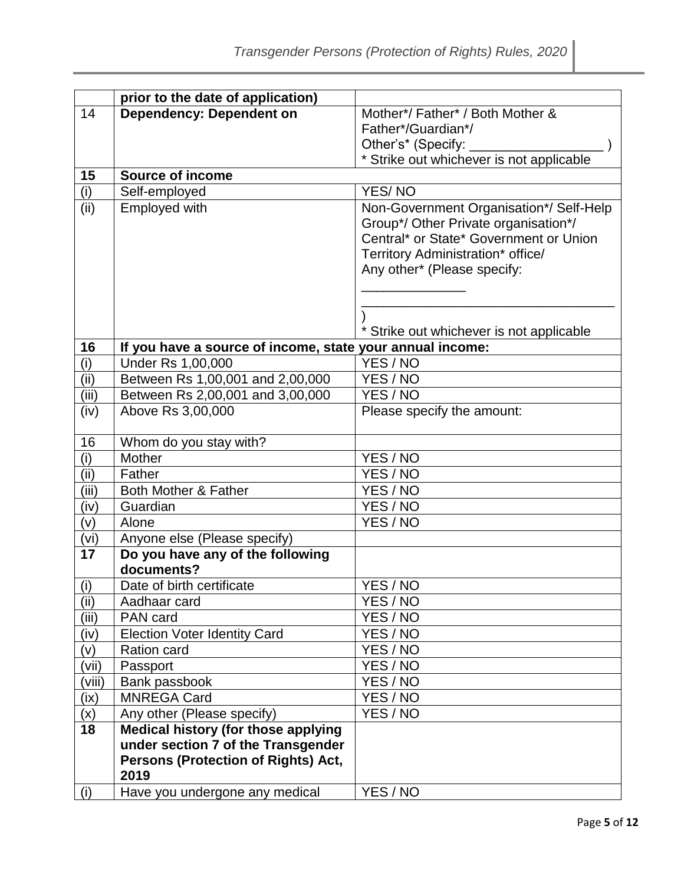|  | **prior to the date of application)** |  |
|---|---|---|
| 14 | **Dependency: Dependent on** | Mother*/ Father* / Both Mother & Father*/Guardian*/ Other's* (Specify: __________________ ) * Strike out whichever is not applicable |
| **15** | **Source of income** |  |
| (i) | Self-employed | YES/ NO |
| (ii) | Employed with | Non-Government Organisation*/ Self-Help Group*/ Other Private organisation*/ Central* or State* Government or Union Territory Administration* office/ Any other* (Please specify: ______________ ___________________________________ ) * Strike out whichever is not applicable |
| **16** | **If you have a source of income, state your annual income:** |  |
| (i) | Under Rs 1,00,000 | YES / NO |
| (ii) | Between Rs 1,00,001 and 2,00,000 | YES / NO |
| (iii) | Between Rs 2,00,001 and 3,00,000 | YES / NO |
| (iv) | Above Rs 3,00,000 | Please specify the amount: |
| 16 | Whom do you stay with? |  |
| (i) | Mother | YES / NO |
| (ii) | Father | YES / NO |
| (iii) | Both Mother & Father | YES / NO |
| (iv) | Guardian | YES / NO |
| (v) | Alone | YES / NO |
| (vi) | Anyone else (Please specify) |  |
| **17** | **Do you have any of the following documents?** |  |
| (i) | Date of birth certificate | YES / NO |
| (ii) | Aadhaar card | YES / NO |
| (iii) | PAN card | YES / NO |
| (iv) | Election Voter Identity Card | YES / NO |
| (v) | Ration card | YES / NO |
| (vii) | Passport | YES / NO |
| (viii) | Bank passbook | YES / NO |
| (ix) | MNREGA Card | YES / NO |
| (x) | Any other (Please specify) | YES / NO |
| **18** | **Medical history (for those applying under section 7 of the Transgender Persons (Protection of Rights) Act, 2019** |  |
| (i) | Have you undergone any medical | YES / NO |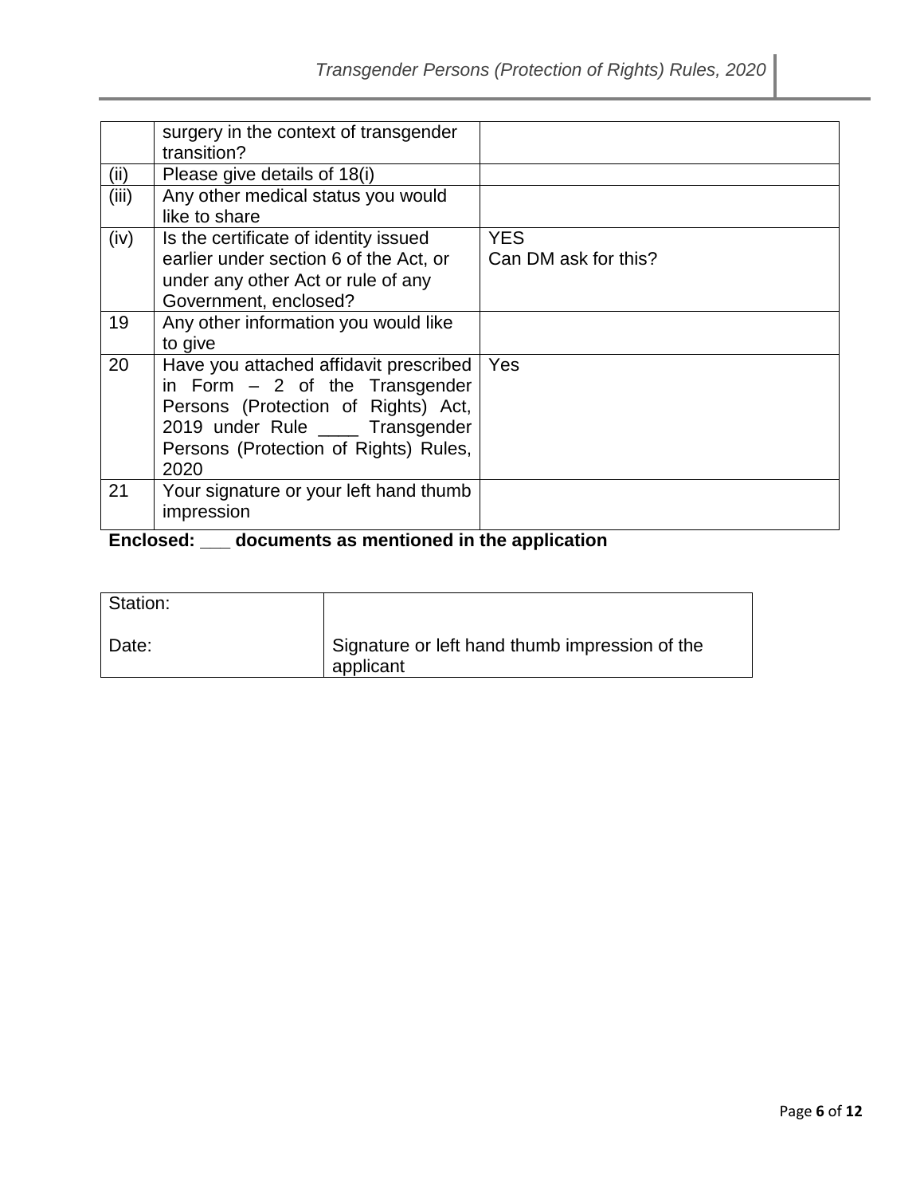|  |  |  |
|---|---|---|
|  | surgery in the context of transgender transition? |  |
| (ii) | Please give details of 18(i) |  |
| (iii) | Any other medical status you would like to share |  |
| (iv) | Is the certificate of identity issued earlier under section 6 of the Act, or under any other Act or rule of any Government, enclosed? | YES<br>Can DM ask for this? |
| 19 | Any other information you would like to give |  |
| 20 | Have you attached affidavit prescribed in Form – 2 of the Transgender Persons (Protection of Rights) Act, 2019 under Rule ____ Transgender Persons (Protection of Rights) Rules, 2020 | Yes |
| 21 | Your signature or your left hand thumb impression |  |

**Enclosed: ___ documents as mentioned in the application**

|  |  |
|---|---|
| Station:<br><br>Date: | <br><br>Signature or left hand thumb impression of the applicant |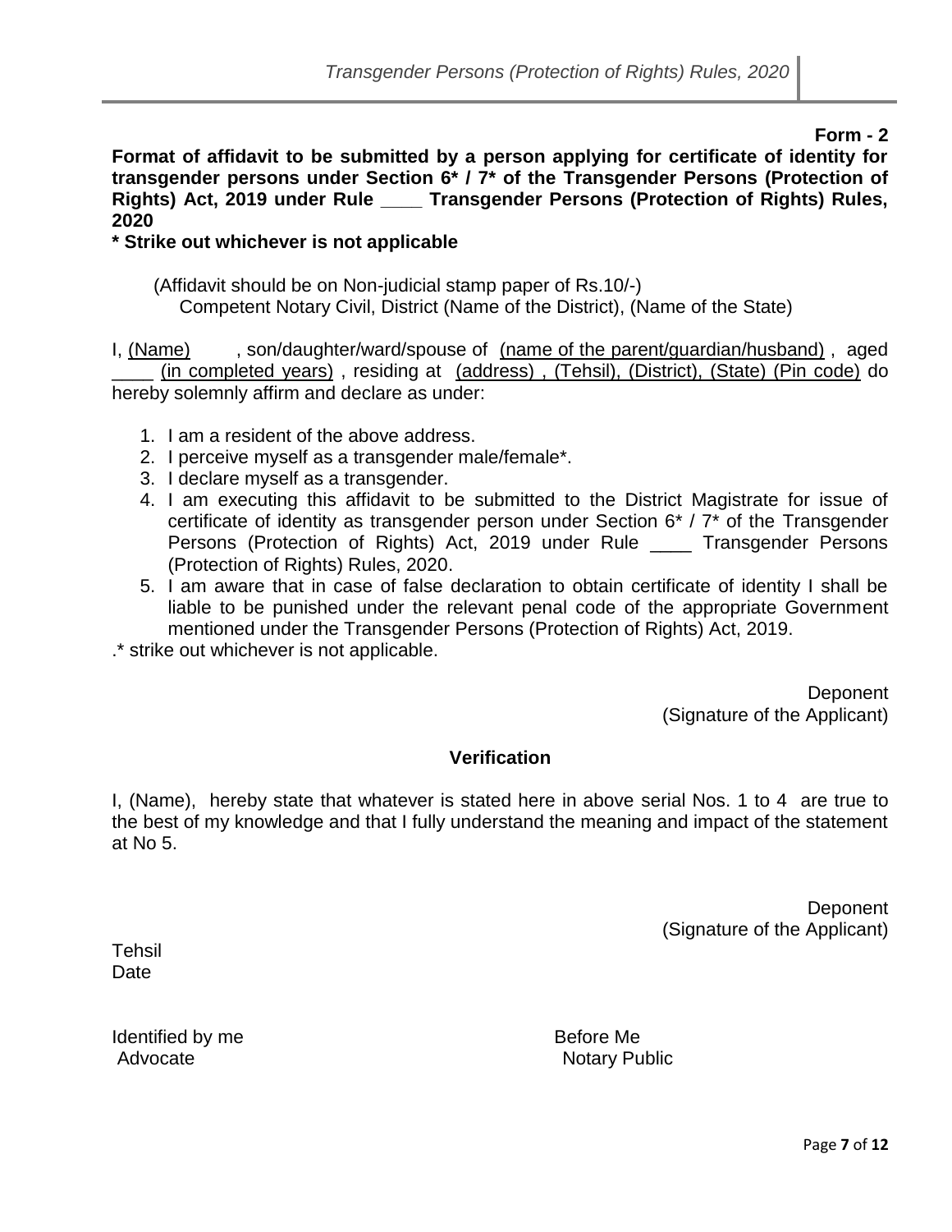**Form - 2**

**Format of affidavit to be submitted by a person applying for certificate of identity for transgender persons under Section 6* / 7* of the Transgender Persons (Protection of Rights) Act, 2019 under Rule \_\_\_\_ Transgender Persons (Protection of Rights) Rules, 2020**

**\* Strike out whichever is not applicable**

(Affidavit should be on Non-judicial stamp paper of Rs.10/-)

Competent Notary Civil, District (Name of the District), (Name of the State)

I, (Name) , son/daughter/ward/spouse of (name of the parent/guardian/husband) , aged \_\_\_\_ (in completed years) , residing at (address) , (Tehsil), (District), (State) (Pin code) do hereby solemnly affirm and declare as under:

1. I am a resident of the above address.
2. I perceive myself as a transgender male/female*.
3. I declare myself as a transgender.
4. I am executing this affidavit to be submitted to the District Magistrate for issue of certificate of identity as transgender person under Section 6* / 7* of the Transgender Persons (Protection of Rights) Act, 2019 under Rule \_\_\_\_ Transgender Persons (Protection of Rights) Rules, 2020.
5. I am aware that in case of false declaration to obtain certificate of identity I shall be liable to be punished under the relevant penal code of the appropriate Government mentioned under the Transgender Persons (Protection of Rights) Act, 2019.

.* strike out whichever is not applicable.

Deponent
(Signature of the Applicant)

**Verification**

I, (Name), hereby state that whatever is stated here in above serial Nos. 1 to 4 are true to the best of my knowledge and that I fully understand the meaning and impact of the statement at No 5.

Deponent
(Signature of the Applicant)

Tehsil
Date

Identified by me
Advocate

Before Me
Notary Public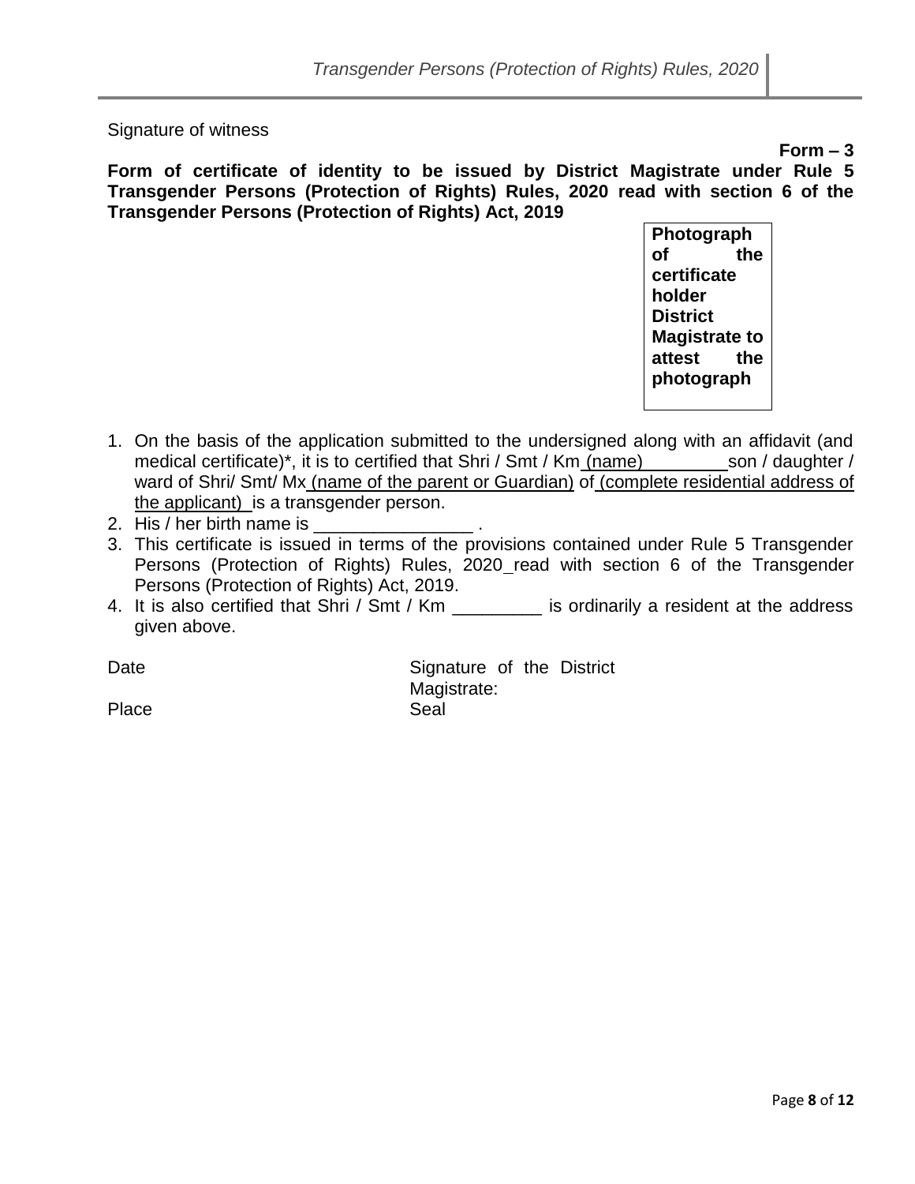Signature of witness

**Form – 3**

**Form of certificate of identity to be issued by District Magistrate under Rule 5 Transgender Persons (Protection of Rights) Rules, 2020 read with section 6 of the Transgender Persons (Protection of Rights) Act, 2019**

| **Photograph of the certificate holder District Magistrate to attest the photograph** |
|---|

1. On the basis of the application submitted to the undersigned along with an affidavit (and medical certificate)*, it is to certified that Shri / Smt / Km (name)          son / daughter / ward of Shri/ Smt/ Mx (name of the parent or Guardian) of (complete residential address of the applicant) is a transgender person.
2. His / her birth name is ________________ .
3. This certificate is issued in terms of the provisions contained under Rule 5 Transgender Persons (Protection of Rights) Rules, 2020 read with section 6 of the Transgender Persons (Protection of Rights) Act, 2019.
4. It is also certified that Shri / Smt / Km _________ is ordinarily a resident at the address given above.

Date

Place

Signature of the District Magistrate:

Seal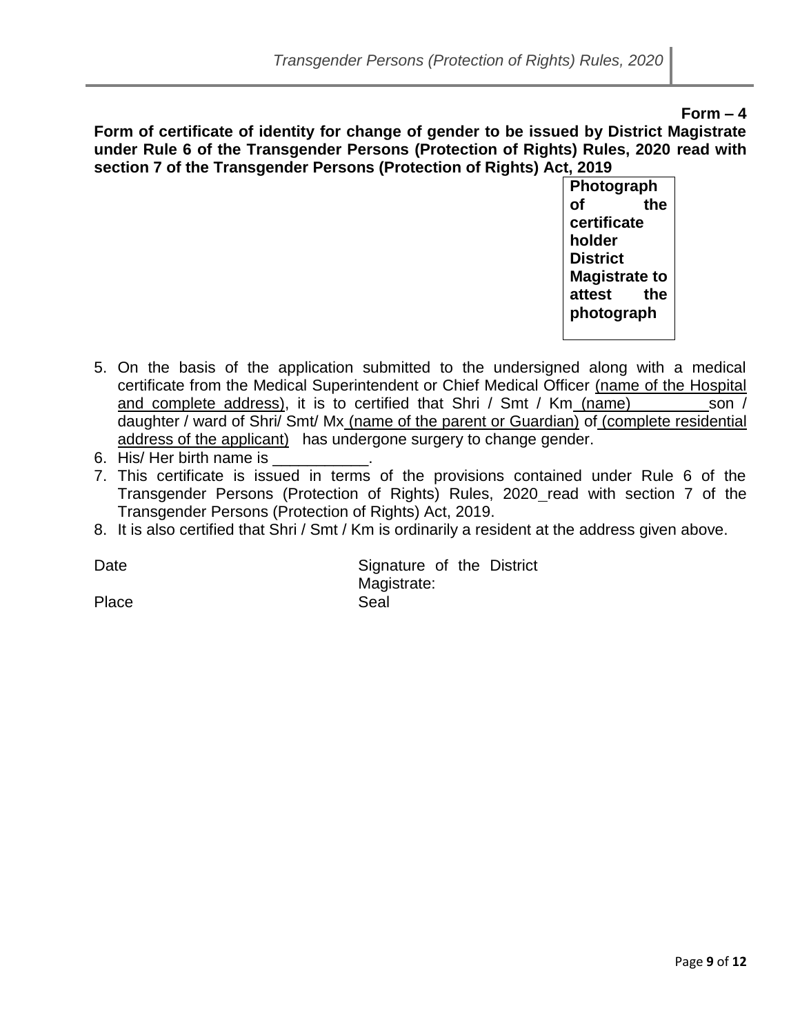**Form – 4**

**Form of certificate of identity for change of gender to be issued by District Magistrate under Rule 6 of the Transgender Persons (Protection of Rights) Rules, 2020 read with section 7 of the Transgender Persons (Protection of Rights) Act, 2019**

| **Photograph of the certificate holder District Magistrate to attest the photograph** |
|---|

5. On the basis of the application submitted to the undersigned along with a medical certificate from the Medical Superintendent or Chief Medical Officer (name of the Hospital and complete address), it is to certified that Shri / Smt / Km (name) son / daughter / ward of Shri/ Smt/ Mx (name of the parent or Guardian) of (complete residential address of the applicant) has undergone surgery to change gender.
6. His/ Her birth name is ___________.
7. This certificate is issued in terms of the provisions contained under Rule 6 of the Transgender Persons (Protection of Rights) Rules, 2020 read with section 7 of the Transgender Persons (Protection of Rights) Act, 2019.
8. It is also certified that Shri / Smt / Km is ordinarily a resident at the address given above.

Date

Signature of the District Magistrate:

Place

Seal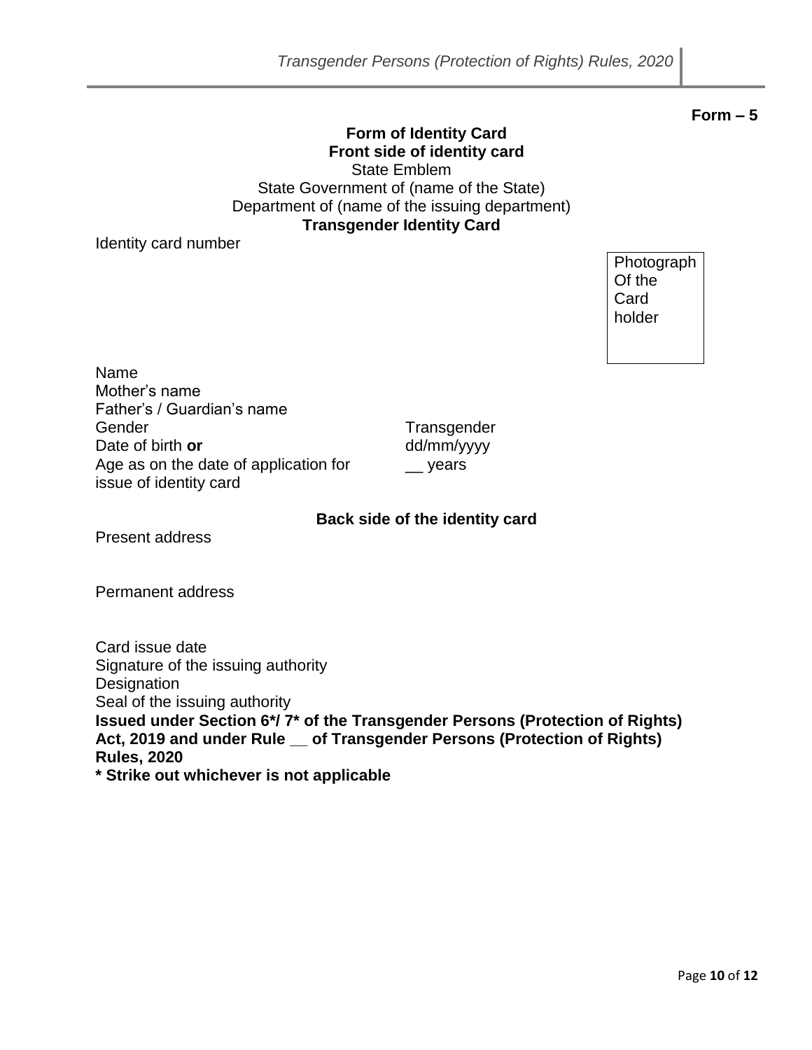**Form – 5**

**Form of Identity Card**

**Front side of identity card**

State Emblem

State Government of (name of the State)

Department of (name of the issuing department)

**Transgender Identity Card**

Identity card number

| Photograph Of the Card holder |
|---|

Name

Mother's name

Father's / Guardian's name

| | |
|---|---|
| Gender | Transgender |
| Date of birth **or** | dd/mm/yyyy |
| Age as on the date of application for issue of identity card | __ years |

**Back side of the identity card**

Present address

Permanent address

Card issue date

Signature of the issuing authority

Designation

Seal of the issuing authority

**Issued under Section 6*/ 7* of the Transgender Persons (Protection of Rights) Act, 2019 and under Rule __ of Transgender Persons (Protection of Rights) Rules, 2020**

**\* Strike out whichever is not applicable**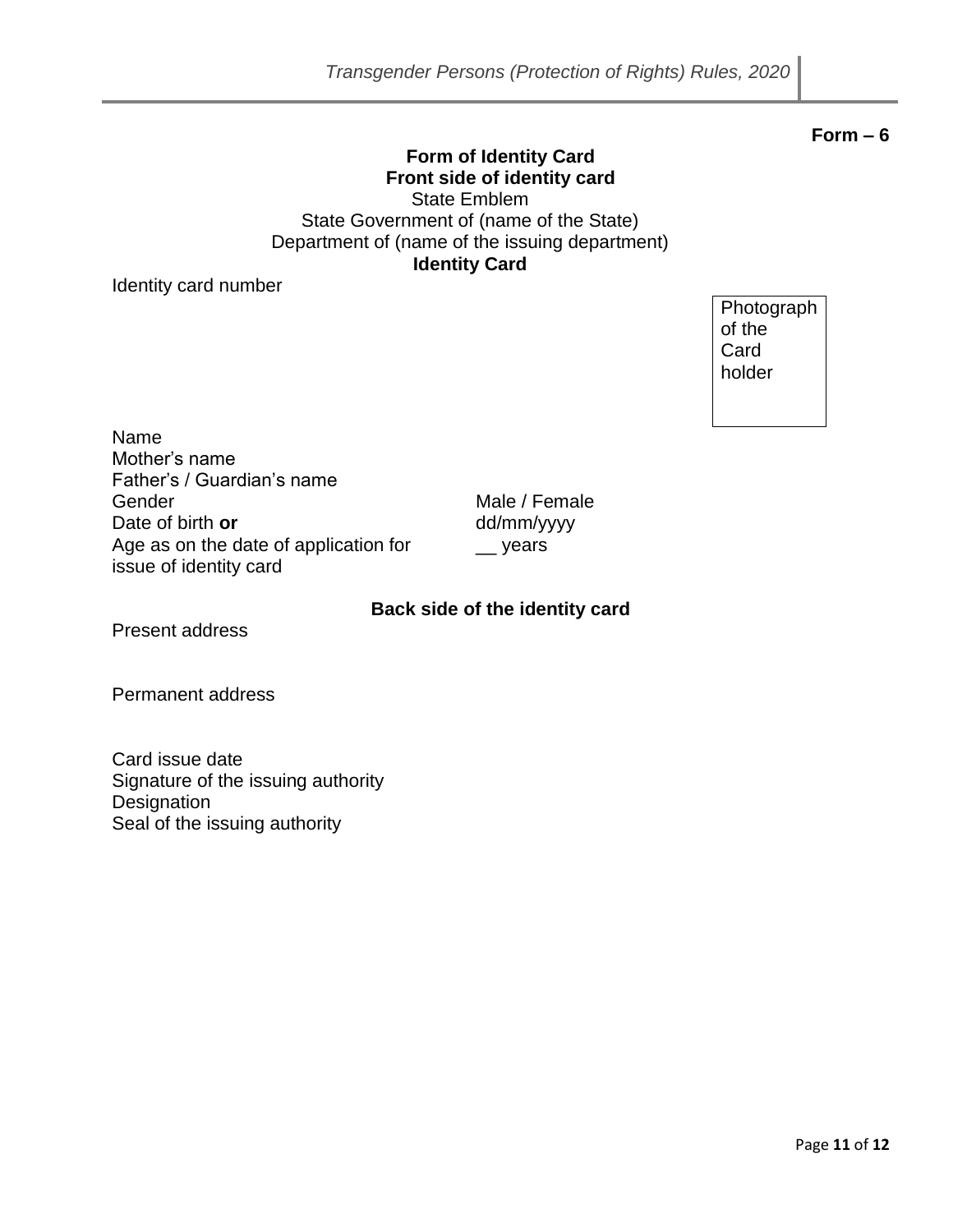**Form – 6**

**Form of Identity Card**

**Front side of identity card**

State Emblem

State Government of (name of the State)

Department of (name of the issuing department)

**Identity Card**

Identity card number

| Photograph of the Card holder |
|---|

| | |
|---|---|
| Name | |
| Mother's name | |
| Father's / Guardian's name | |
| Gender | Male / Female |
| Date of birth **or** | dd/mm/yyyy |
| Age as on the date of application for issue of identity card | __ years |

**Back side of the identity card**

Present address

Permanent address

Card issue date

Signature of the issuing authority

Designation

Seal of the issuing authority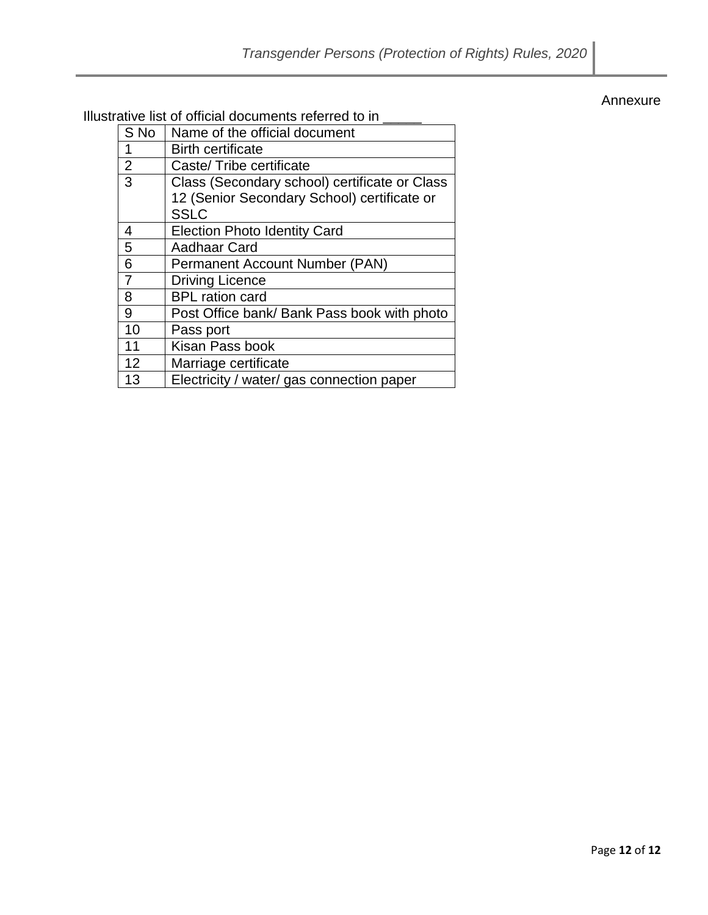Annexure

Illustrative list of official documents referred to in _____

| S No | Name of the official document |
|---|---|
| 1 | Birth certificate |
| 2 | Caste/ Tribe certificate |
| 3 | Class (Secondary school) certificate or Class 12 (Senior Secondary School) certificate or SSLC |
| 4 | Election Photo Identity Card |
| 5 | Aadhaar Card |
| 6 | Permanent Account Number (PAN) |
| 7 | Driving Licence |
| 8 | BPL ration card |
| 9 | Post Office bank/ Bank Pass book with photo |
| 10 | Pass port |
| 11 | Kisan Pass book |
| 12 | Marriage certificate |
| 13 | Electricity / water/ gas connection paper |